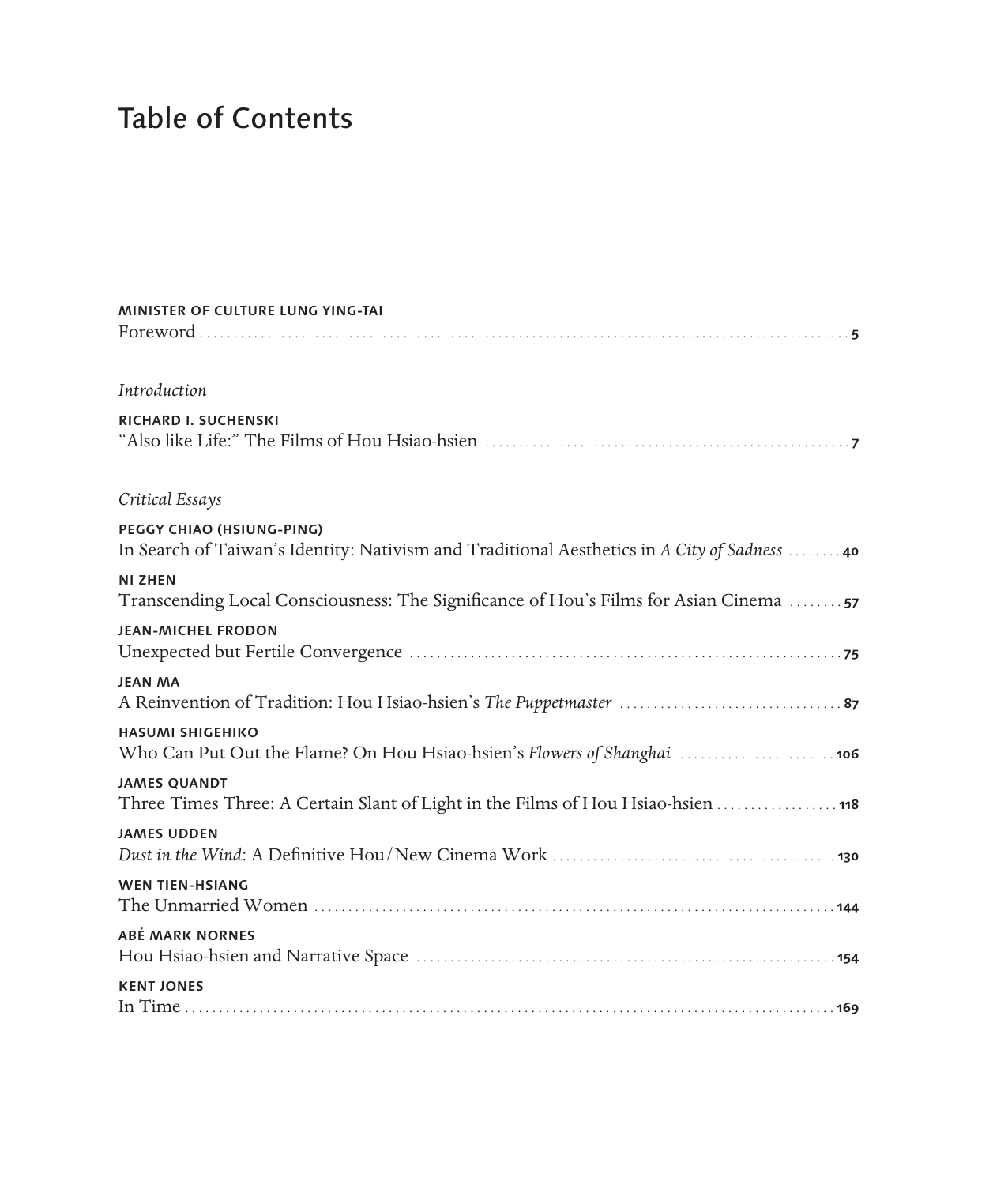# Table of Contents

**MINISTER OF CULTURE LUNG YING-TAI**
Foreword .......... 5

*Introduction*

**RICHARD I. SUCHENSKI**
"Also like Life:" The Films of Hou Hsiao-hsien .......... 7

*Critical Essays*

**PEGGY CHIAO (HSIUNG-PING)**
In Search of Taiwan's Identity: Nativism and Traditional Aesthetics in *A City of Sadness* .......... 40

**NI ZHEN**
Transcending Local Consciousness: The Significance of Hou's Films for Asian Cinema .......... 57

**JEAN-MICHEL FRODON**
Unexpected but Fertile Convergence .......... 75

**JEAN MA**
A Reinvention of Tradition: Hou Hsiao-hsien's *The Puppetmaster* .......... 87

**HASUMI SHIGEHIKO**
Who Can Put Out the Flame? On Hou Hsiao-hsien's *Flowers of Shanghai* .......... 106

**JAMES QUANDT**
Three Times Three: A Certain Slant of Light in the Films of Hou Hsiao-hsien .......... 118

**JAMES UDDEN**
*Dust in the Wind*: A Definitive Hou/New Cinema Work .......... 130

**WEN TIEN-HSIANG**
The Unmarried Women .......... 144

**ABÉ MARK NORNES**
Hou Hsiao-hsien and Narrative Space .......... 154

**KENT JONES**
In Time .......... 169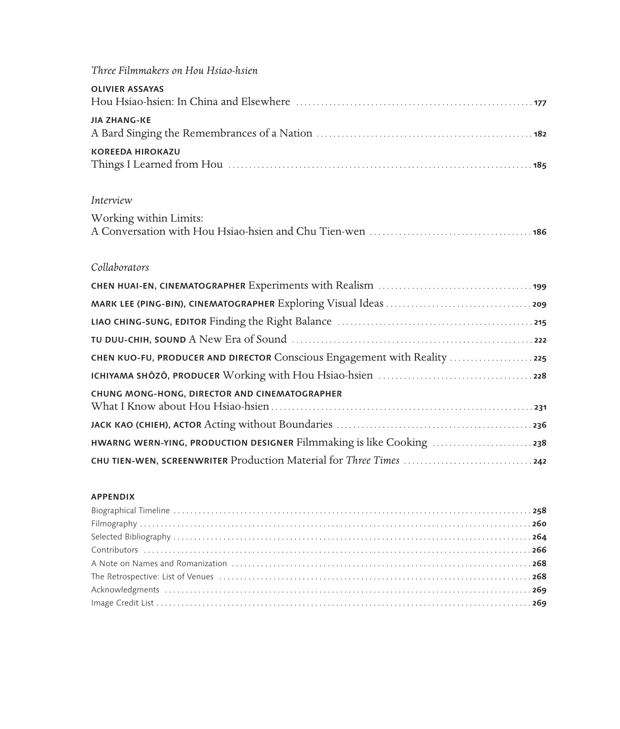*Three Filmmakers on Hou Hsiao-hsien*

**OLIVIER ASSAYAS**
Hou Hsiao-hsien: In China and Elsewhere ........ **177**

**JIA ZHANG-KE**
A Bard Singing the Remembrances of a Nation ........ **182**

**KOREEDA HIROKAZU**
Things I Learned from Hou ........ **185**

*Interview*

Working within Limits:
A Conversation with Hou Hsiao-hsien and Chu Tien-wen ........ **186**

*Collaborators*

**CHEN HUAI-EN, CINEMATOGRAPHER** Experiments with Realism ........ **199**

**MARK LEE (PING-BIN), CINEMATOGRAPHER** Exploring Visual Ideas ........ **209**

**LIAO CHING-SUNG, EDITOR** Finding the Right Balance ........ **215**

**TU DUU-CHIH, SOUND** A New Era of Sound ........ **222**

**CHEN KUO-FU, PRODUCER AND DIRECTOR** Conscious Engagement with Reality ........ **225**

**ICHIYAMA SHŌZŌ, PRODUCER** Working with Hou Hsiao-hsien ........ **228**

**CHUNG MONG-HONG, DIRECTOR AND CINEMATOGRAPHER**
What I Know about Hou Hsiao-hsien ........ **231**

**JACK KAO (CHIEH), ACTOR** Acting without Boundaries ........ **236**

**HWARNG WERN-YING, PRODUCTION DESIGNER** Filmmaking is like Cooking ........ **238**

**CHU TIEN-WEN, SCREENWRITER** Production Material for *Three Times* ........ **242**

**APPENDIX**

Biographical Timeline ........ **258**
Filmography ........ **260**
Selected Bibliography ........ **264**
Contributors ........ **266**
A Note on Names and Romanization ........ **268**
The Retrospective: List of Venues ........ **268**
Acknowledgments ........ **269**
Image Credit List ........ **269**